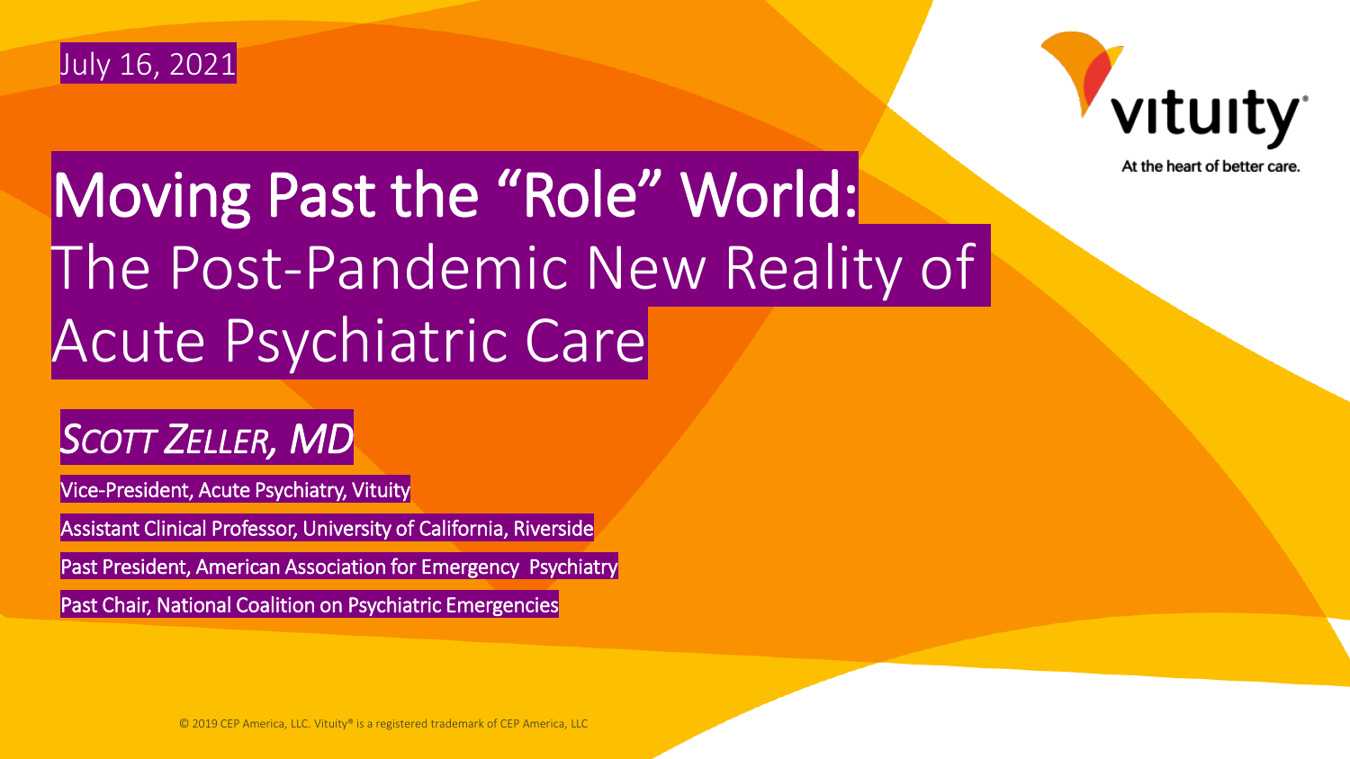July 16, 2021

vituity
At the heart of better care.

# Moving Past the "Role" World: The Post-Pandemic New Reality of Acute Psychiatric Care

## *Scott Zeller, MD*

Vice-President, Acute Psychiatry, Vituity

Assistant Clinical Professor, University of California, Riverside

Past President, American Association for Emergency Psychiatry

Past Chair, National Coalition on Psychiatric Emergencies

© 2019 CEP America, LLC. Vituity® is a registered trademark of CEP America, LLC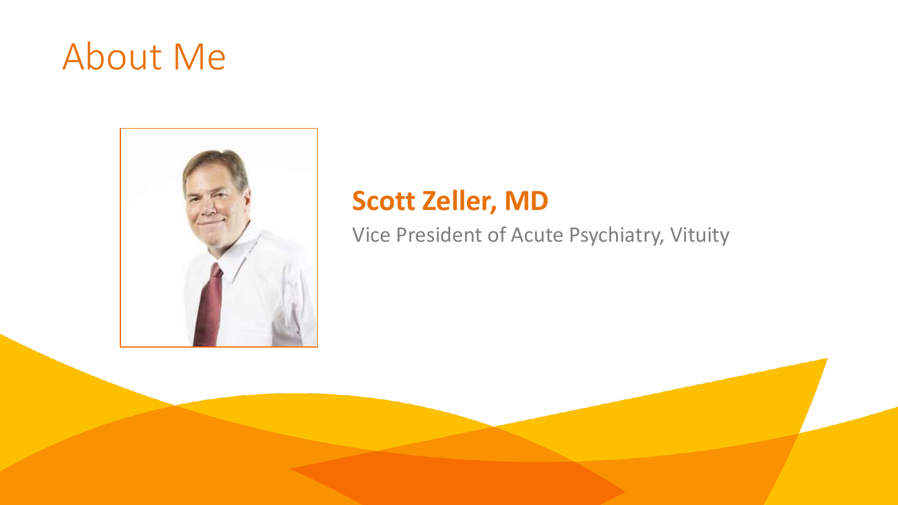# About Me

**Scott Zeller, MD**

Vice President of Acute Psychiatry, Vituity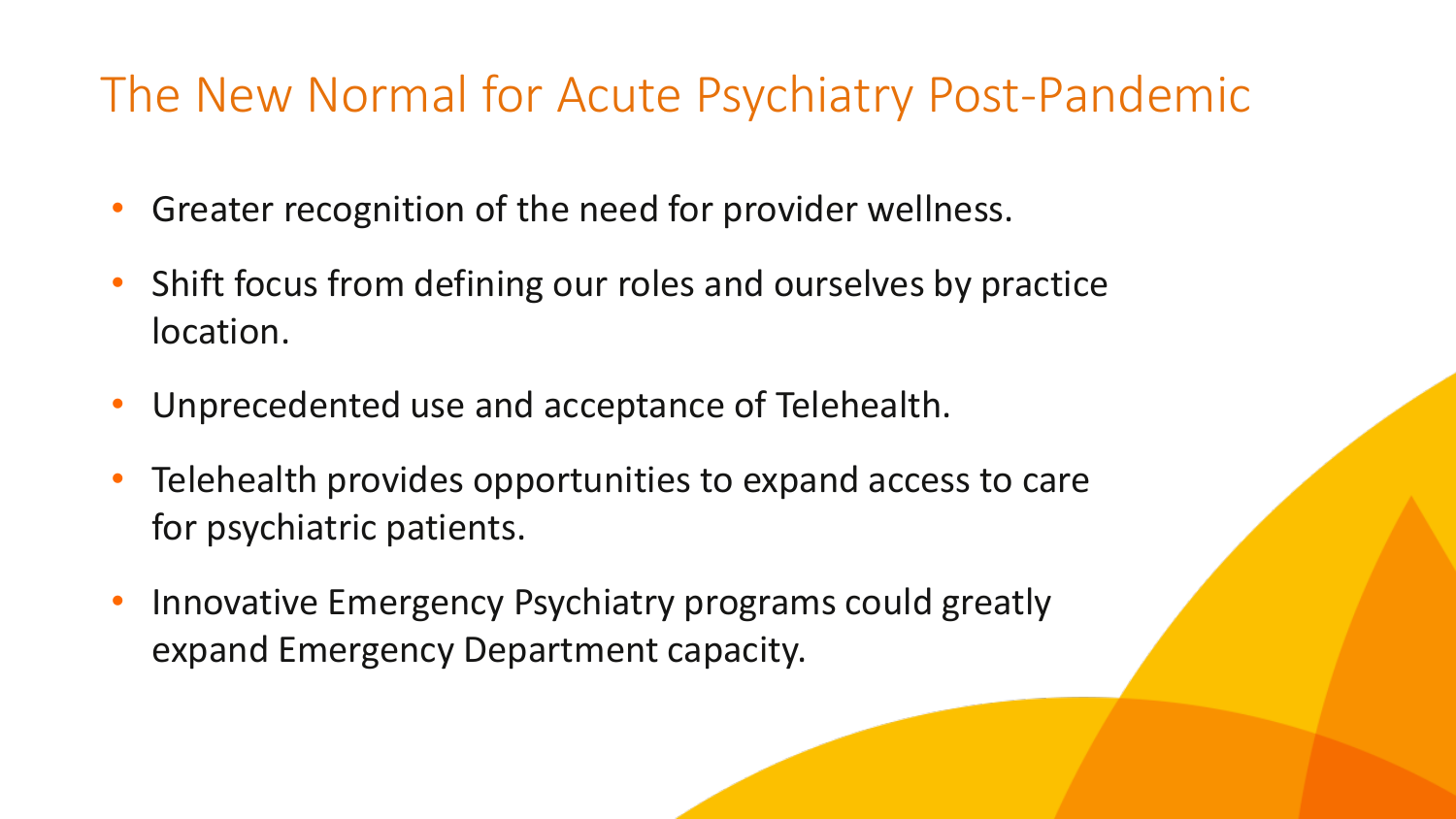# The New Normal for Acute Psychiatry Post-Pandemic

- Greater recognition of the need for provider wellness.
- Shift focus from defining our roles and ourselves by practice location.
- Unprecedented use and acceptance of Telehealth.
- Telehealth provides opportunities to expand access to care for psychiatric patients.
- Innovative Emergency Psychiatry programs could greatly expand Emergency Department capacity.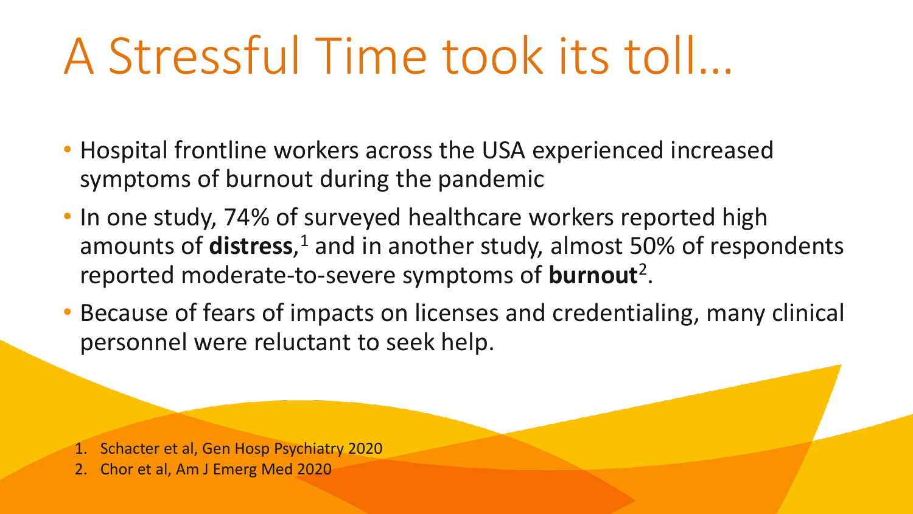# A Stressful Time took its toll…

- Hospital frontline workers across the USA experienced increased symptoms of burnout during the pandemic
- In one study, 74% of surveyed healthcare workers reported high amounts of **distress**,[1] and in another study, almost 50% of respondents reported moderate-to-severe symptoms of **burnout**[2].
- Because of fears of impacts on licenses and credentialing, many clinical personnel were reluctant to seek help.

1. Schacter et al, Gen Hosp Psychiatry 2020
2. Chor et al, Am J Emerg Med 2020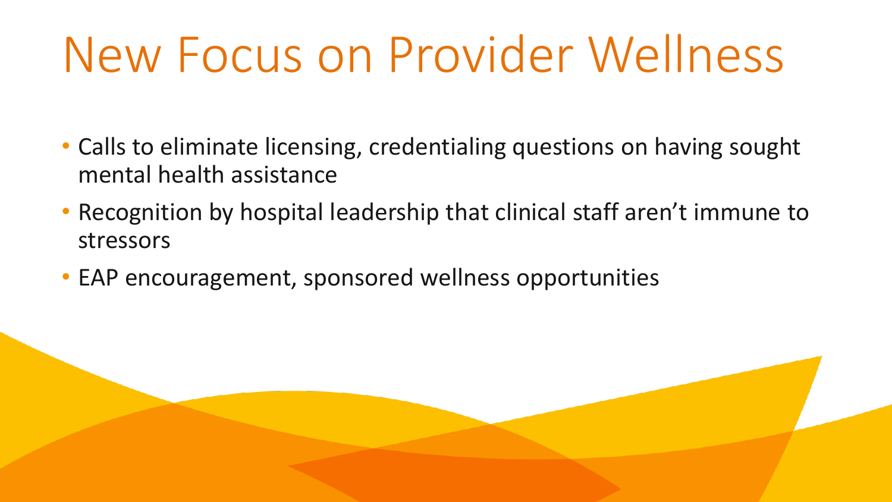# New Focus on Provider Wellness

- Calls to eliminate licensing, credentialing questions on having sought mental health assistance
- Recognition by hospital leadership that clinical staff aren't immune to stressors
- EAP encouragement, sponsored wellness opportunities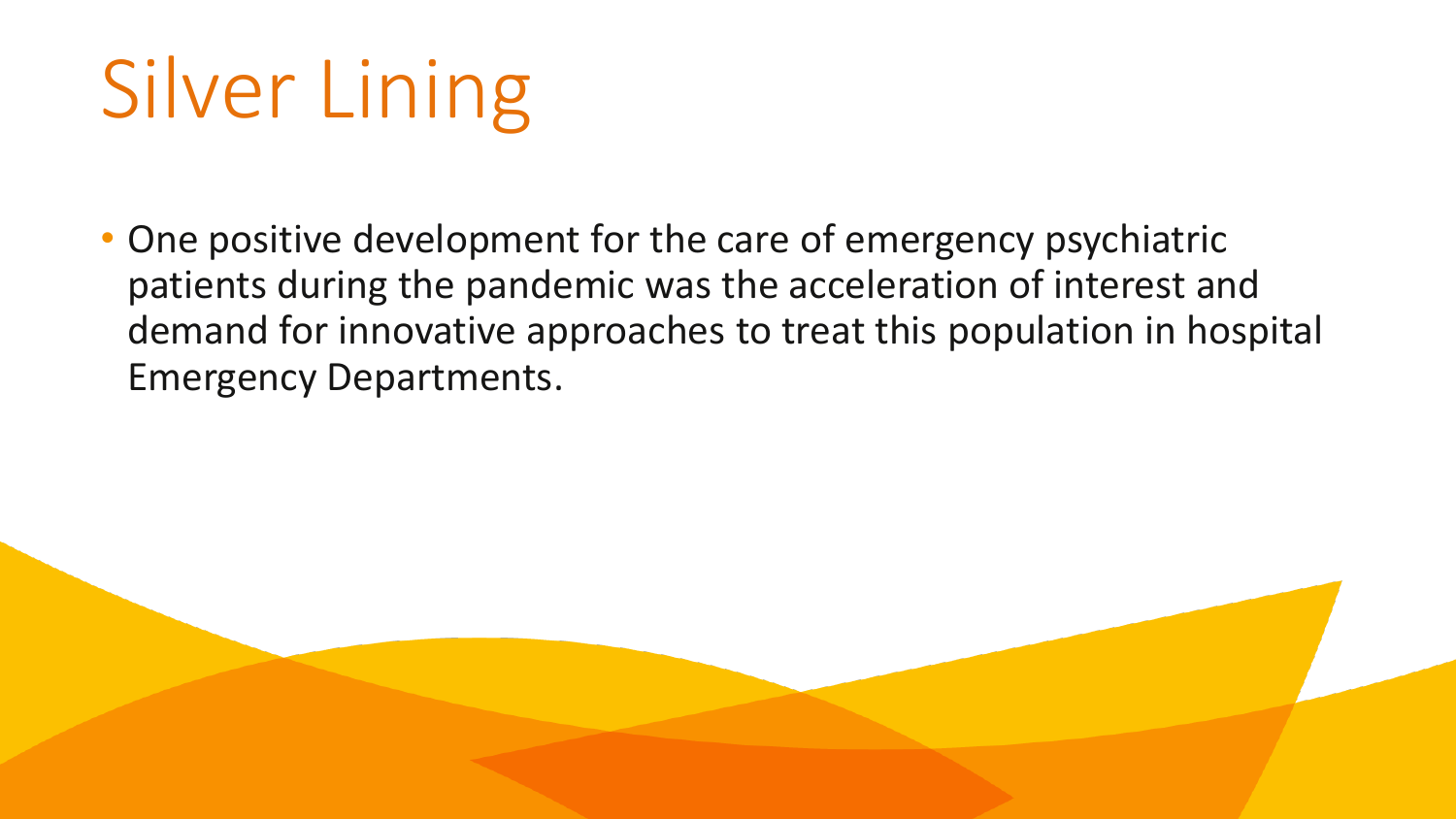# Silver Lining

- One positive development for the care of emergency psychiatric patients during the pandemic was the acceleration of interest and demand for innovative approaches to treat this population in hospital Emergency Departments.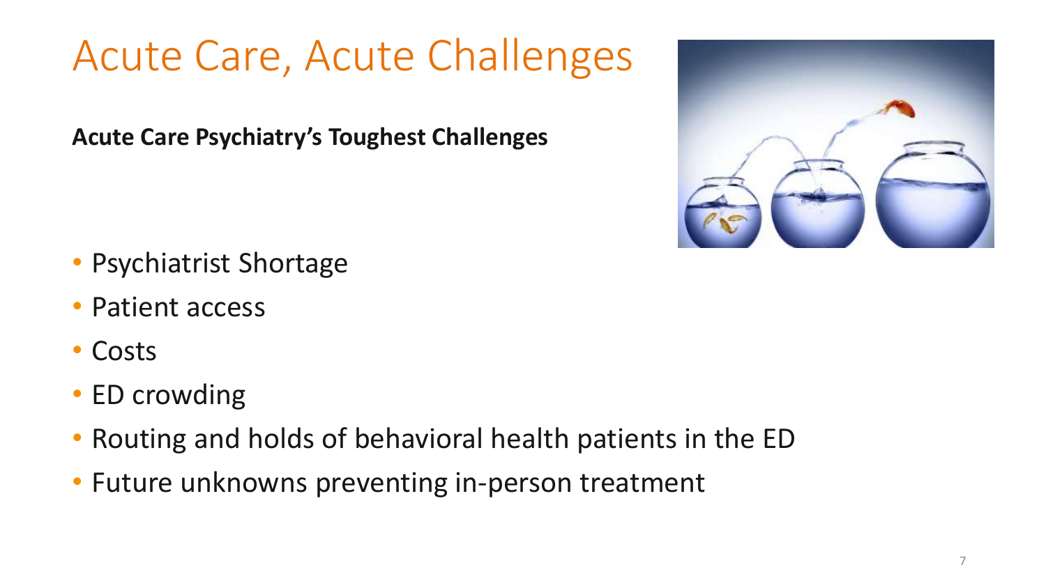# Acute Care, Acute Challenges

**Acute Care Psychiatry's Toughest Challenges**

- Psychiatrist Shortage
- Patient access
- Costs
- ED crowding
- Routing and holds of behavioral health patients in the ED
- Future unknowns preventing in-person treatment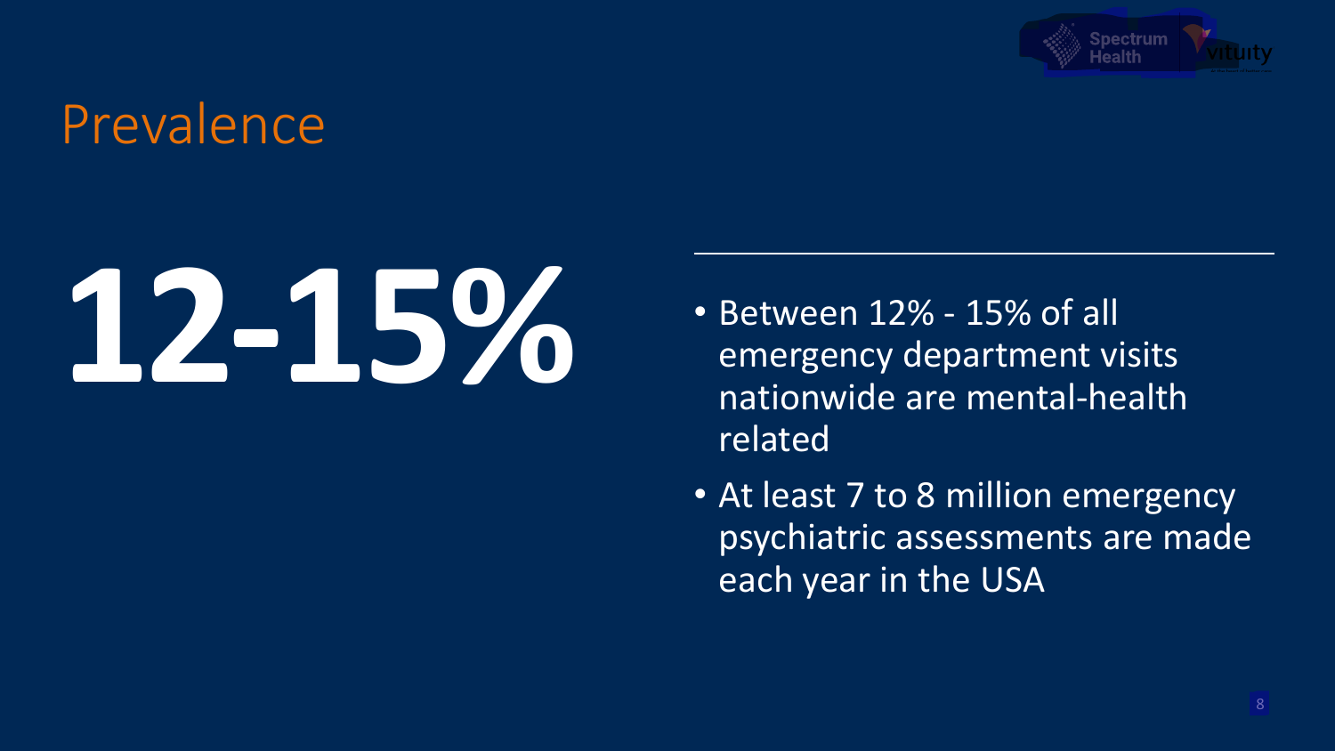# Prevalence

**12-15%**

- Between 12% - 15% of all emergency department visits nationwide are mental-health related
- At least 7 to 8 million emergency psychiatric assessments are made each year in the USA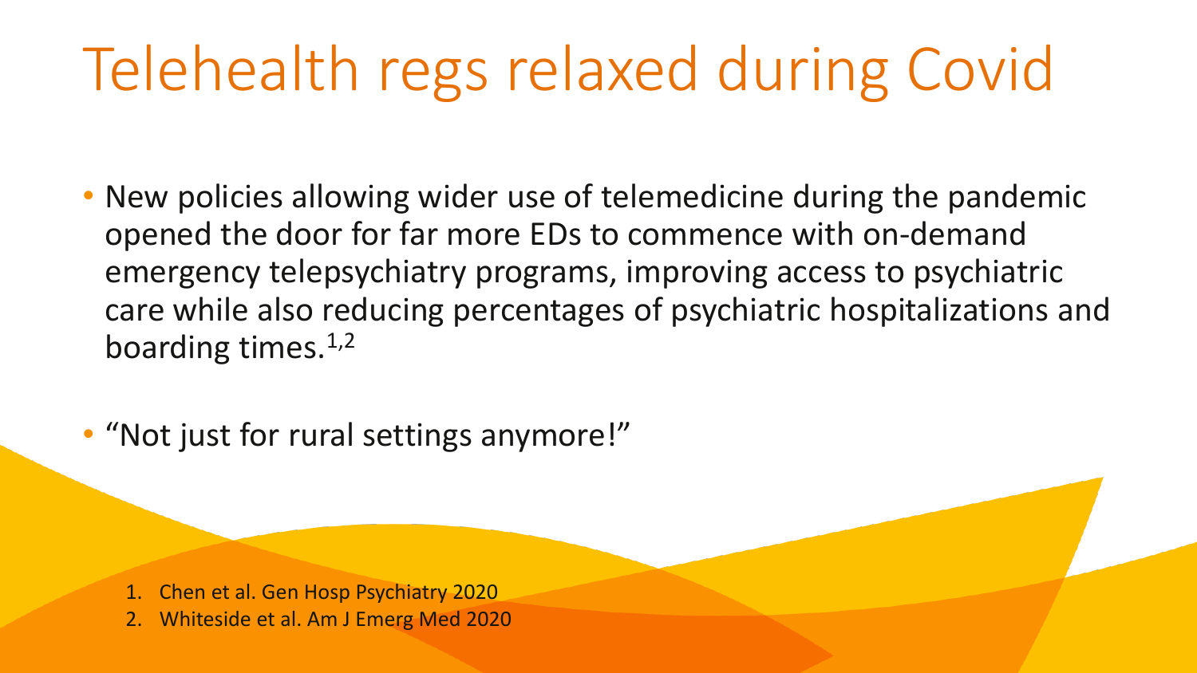# Telehealth regs relaxed during Covid

- New policies allowing wider use of telemedicine during the pandemic opened the door for far more EDs to commence with on-demand emergency telepsychiatry programs, improving access to psychiatric care while also reducing percentages of psychiatric hospitalizations and boarding times.[1,2]
- "Not just for rural settings anymore!"

1. Chen et al. Gen Hosp Psychiatry 2020
2. Whiteside et al. Am J Emerg Med 2020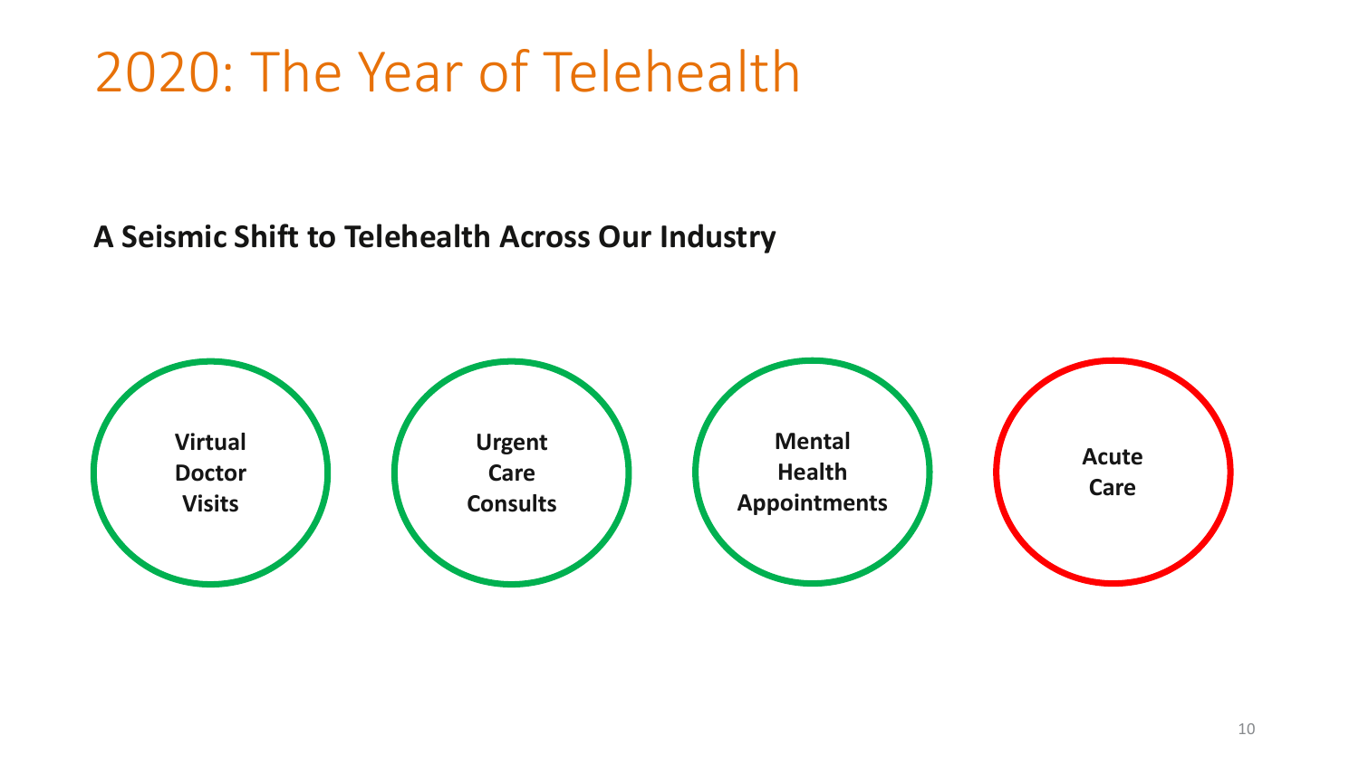# 2020: The Year of Telehealth

**A Seismic Shift to Telehealth Across Our Industry**

- **Virtual Doctor Visits**
- **Urgent Care Consults**
- **Mental Health Appointments**
- **Acute Care**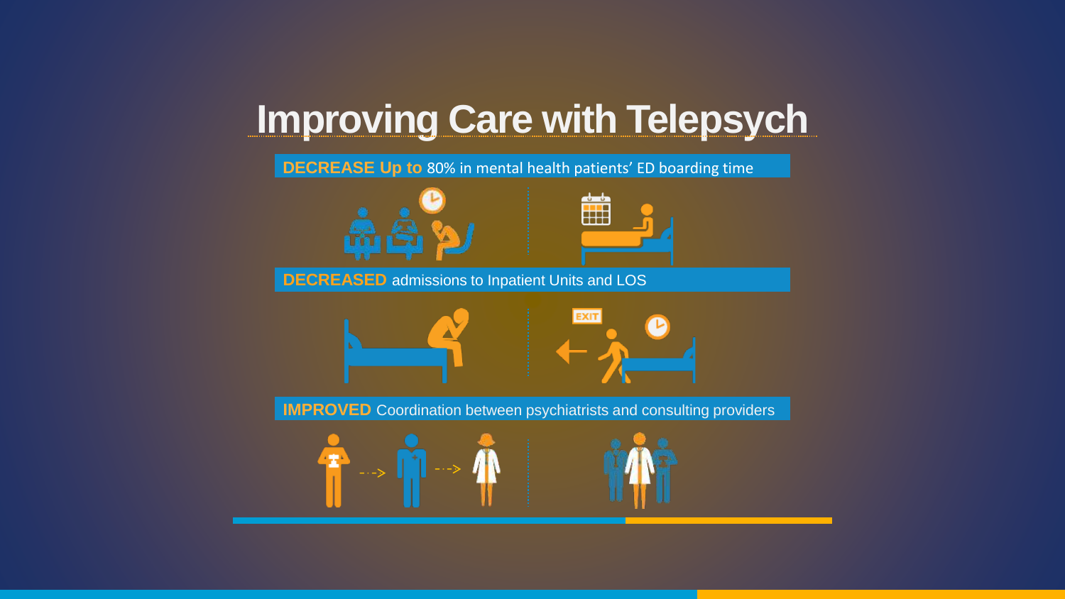# Improving Care with Telepsych

**DECREASE Up to** 80% in mental health patients' ED boarding time

**DECREASED** admissions to Inpatient Units and LOS

EXIT

**IMPROVED** Coordination between psychiatrists and consulting providers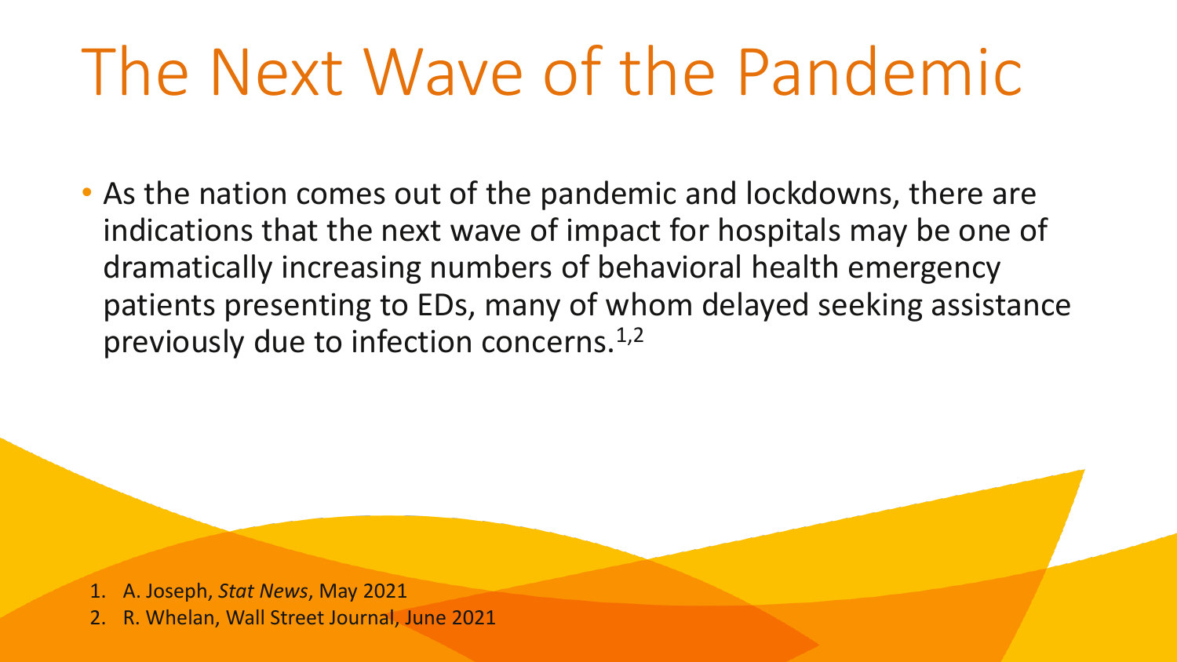# The Next Wave of the Pandemic

- As the nation comes out of the pandemic and lockdowns, there are indications that the next wave of impact for hospitals may be one of dramatically increasing numbers of behavioral health emergency patients presenting to EDs, many of whom delayed seeking assistance previously due to infection concerns.[1,2]

1. A. Joseph, *Stat News*, May 2021
2. R. Whelan, Wall Street Journal, June 2021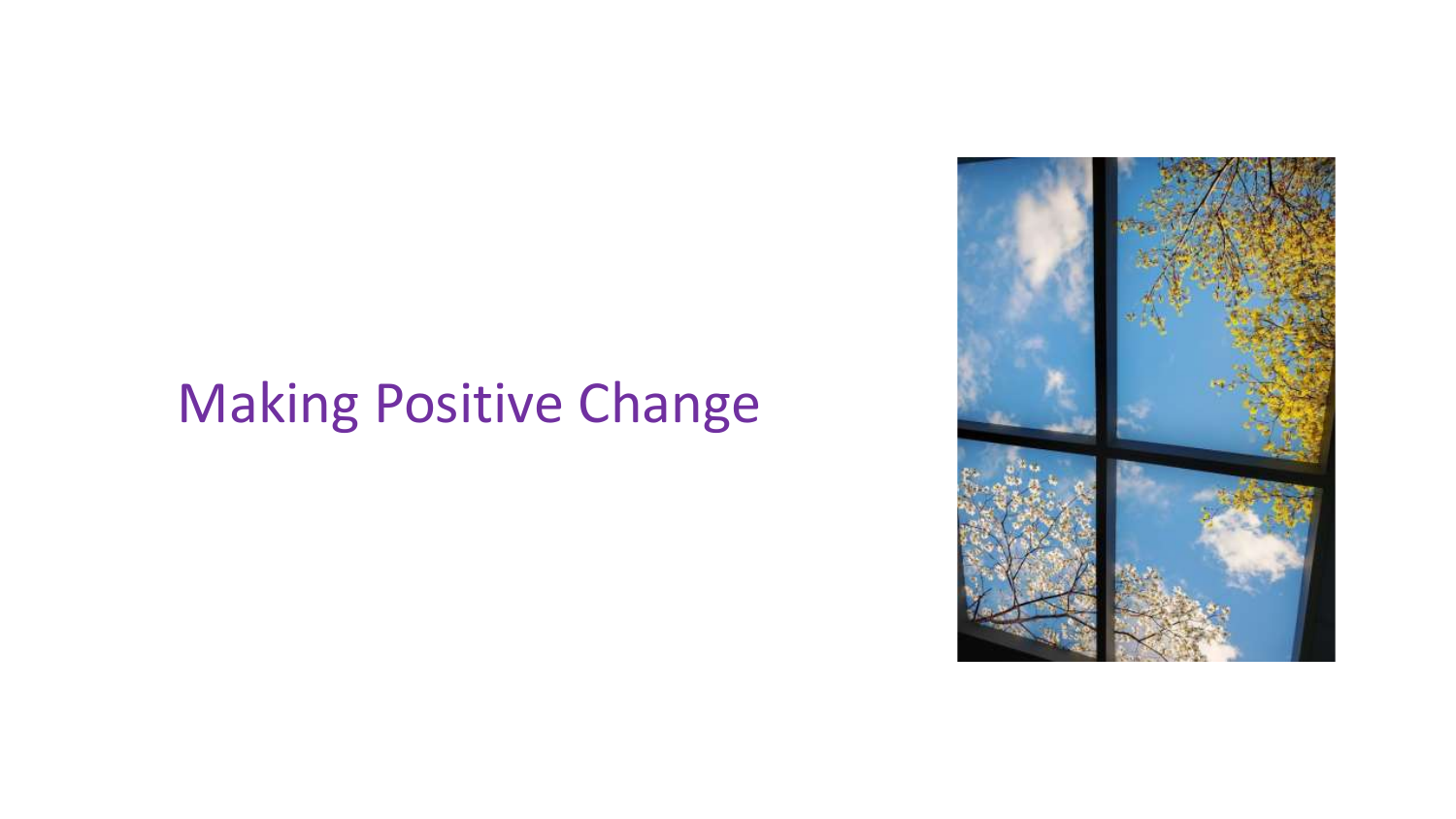# Making Positive Change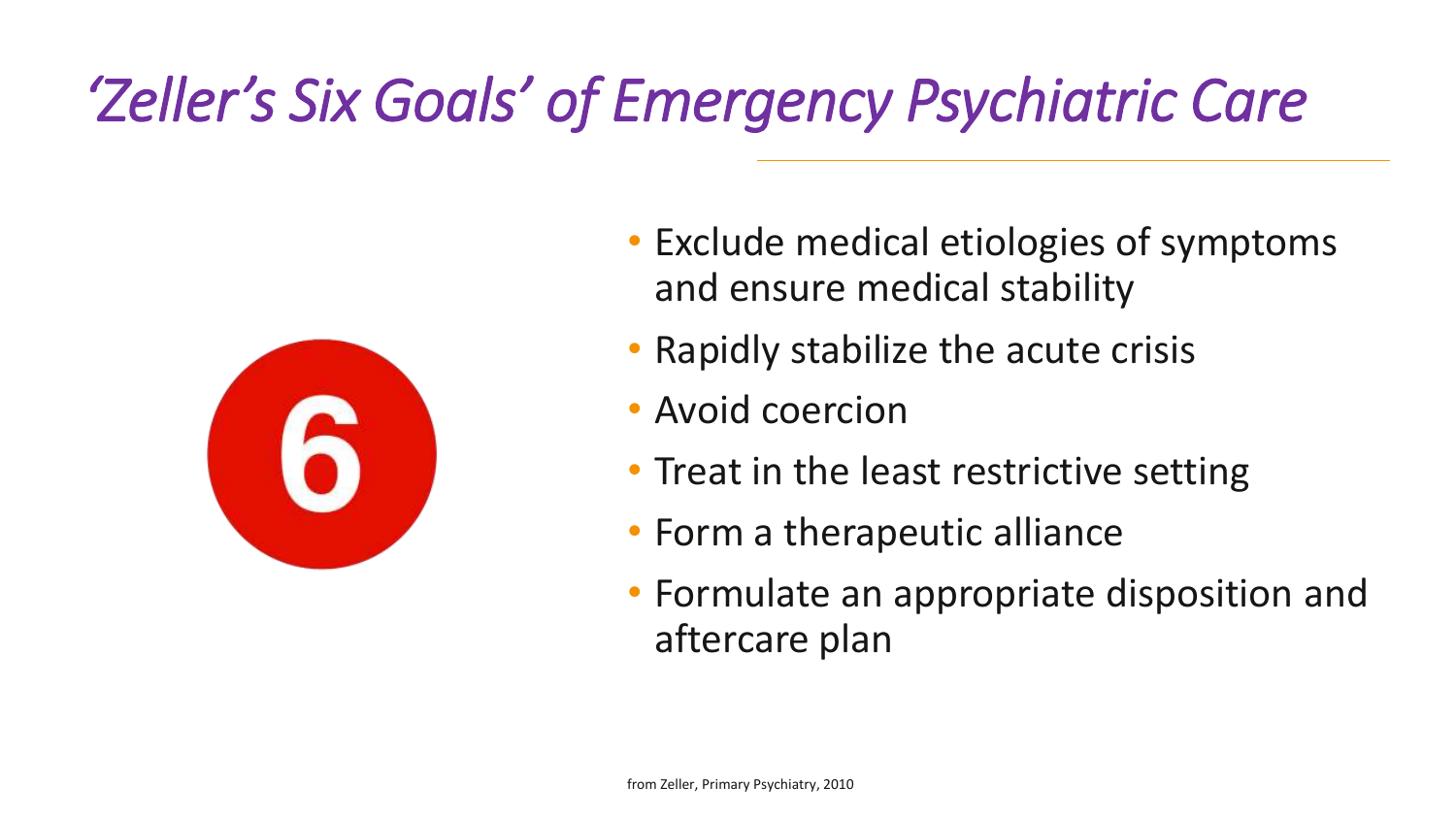# *'Zeller's Six Goals' of Emergency Psychiatric Care*

- Exclude medical etiologies of symptoms and ensure medical stability
- Rapidly stabilize the acute crisis
- Avoid coercion
- Treat in the least restrictive setting
- Form a therapeutic alliance
- Formulate an appropriate disposition and aftercare plan

from Zeller, Primary Psychiatry, 2010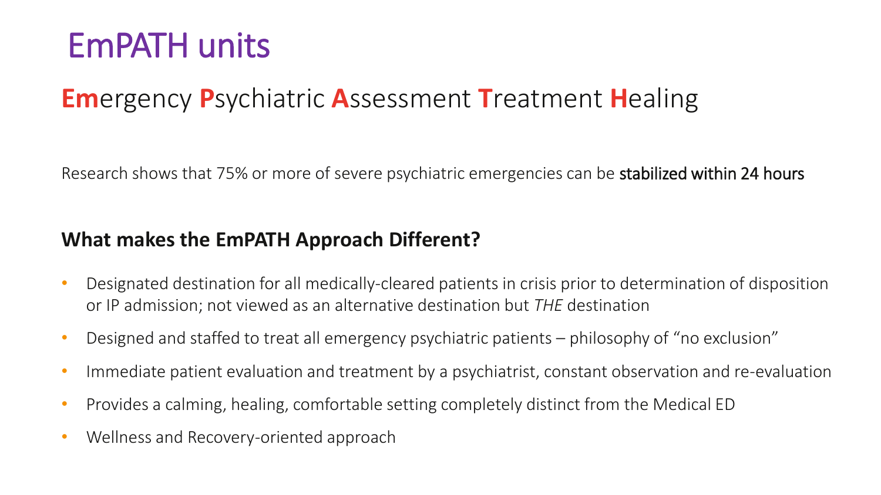# EmPATH units

## **Em**ergency **P**sychiatric **A**ssessment **T**reatment **H**ealing

Research shows that 75% or more of severe psychiatric emergencies can be stabilized within 24 hours

### What makes the EmPATH Approach Different?

- Designated destination for all medically-cleared patients in crisis prior to determination of disposition or IP admission; not viewed as an alternative destination but *THE* destination
- Designed and staffed to treat all emergency psychiatric patients – philosophy of "no exclusion"
- Immediate patient evaluation and treatment by a psychiatrist, constant observation and re-evaluation
- Provides a calming, healing, comfortable setting completely distinct from the Medical ED
- Wellness and Recovery-oriented approach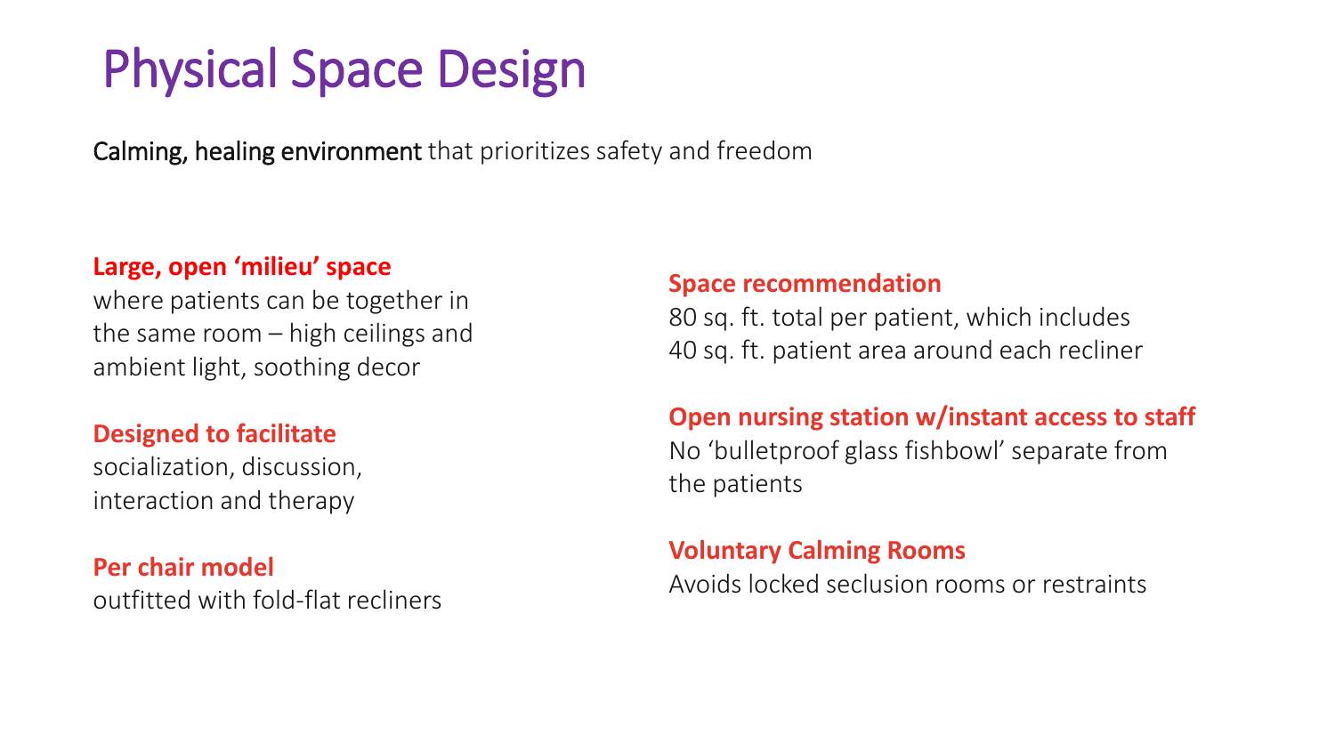# Physical Space Design

**Calming, healing environment** that prioritizes safety and freedom

**Large, open 'milieu' space**
where patients can be together in the same room – high ceilings and ambient light, soothing decor

**Designed to facilitate**
socialization, discussion, interaction and therapy

**Per chair model**
outfitted with fold-flat recliners

**Space recommendation**
80 sq. ft. total per patient, which includes 40 sq. ft. patient area around each recliner

**Open nursing station w/instant access to staff**
No 'bulletproof glass fishbowl' separate from the patients

**Voluntary Calming Rooms**
Avoids locked seclusion rooms or restraints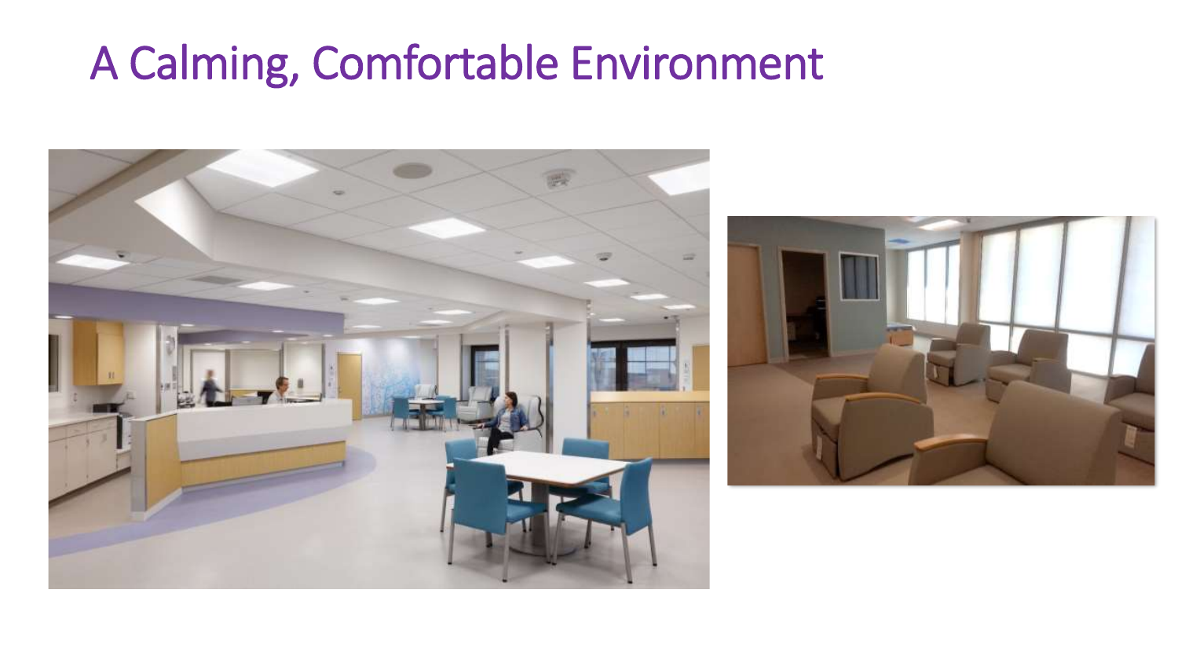# A Calming, Comfortable Environment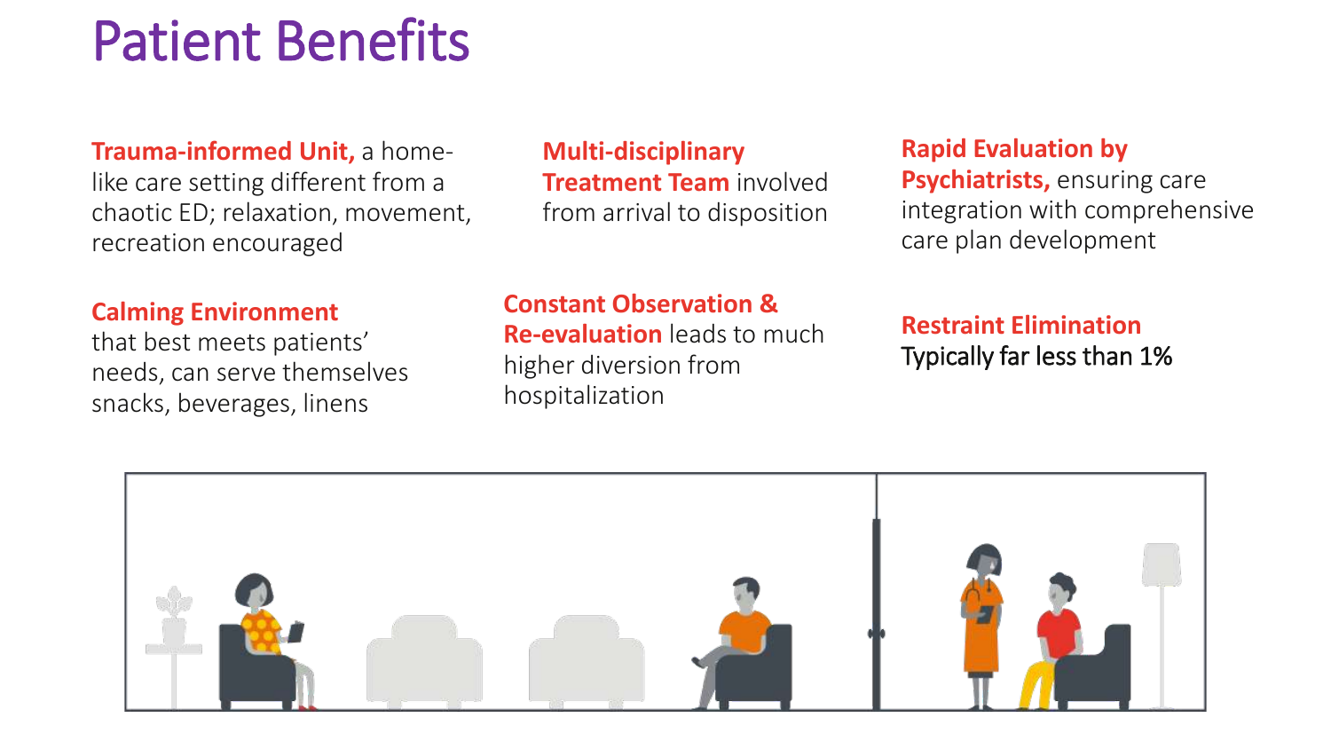# Patient Benefits

**Trauma-informed Unit,** a home-like care setting different from a chaotic ED; relaxation, movement, recreation encouraged

**Multi-disciplinary Treatment Team** involved from arrival to disposition

**Rapid Evaluation by Psychiatrists,** ensuring care integration with comprehensive care plan development

**Calming Environment** that best meets patients' needs, can serve themselves snacks, beverages, linens

**Constant Observation & Re-evaluation** leads to much higher diversion from hospitalization

**Restraint Elimination**
Typically far less than 1%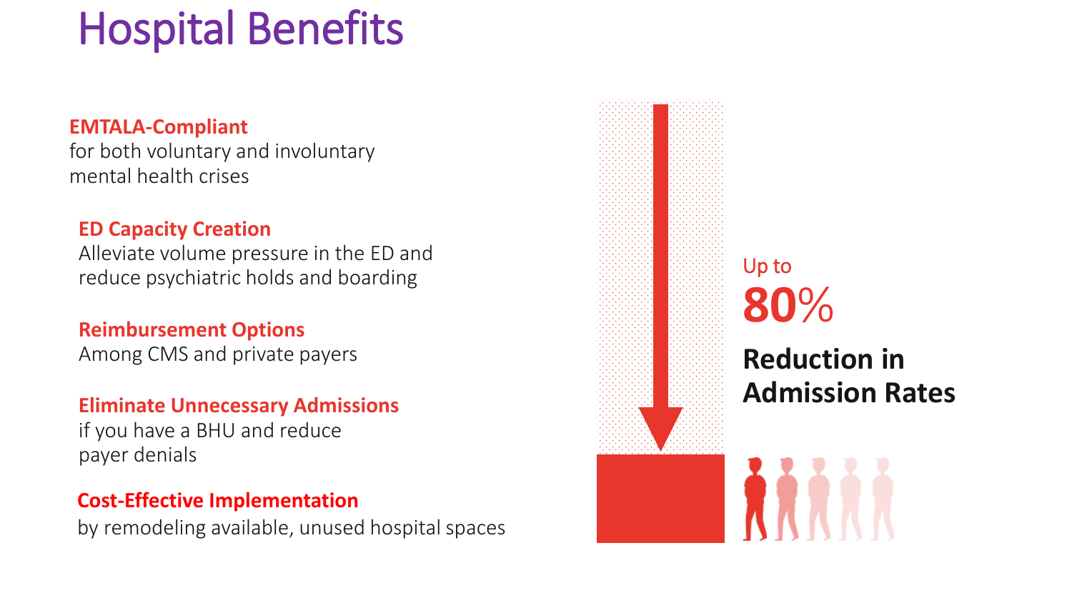# Hospital Benefits

**EMTALA-Compliant**
for both voluntary and involuntary mental health crises

**ED Capacity Creation**
Alleviate volume pressure in the ED and reduce psychiatric holds and boarding

**Reimbursement Options**
Among CMS and private payers

**Eliminate Unnecessary Admissions**
if you have a BHU and reduce payer denials

**Cost-Effective Implementation**
by remodeling available, unused hospital spaces

Up to
**80%**
**Reduction in Admission Rates**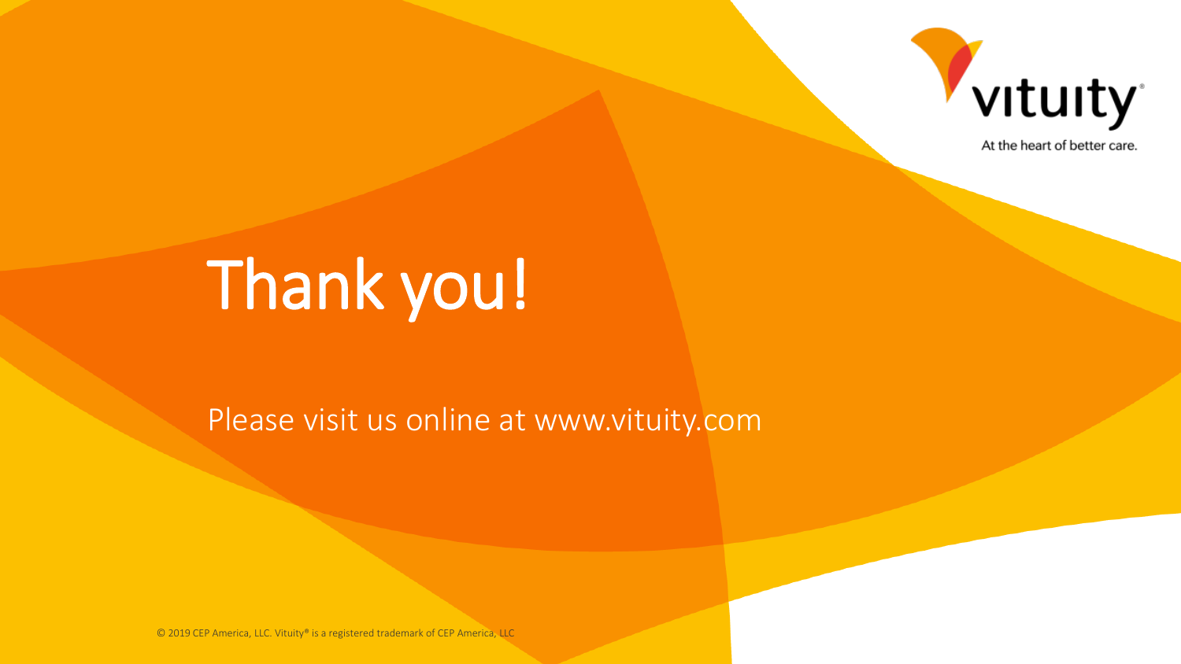vituity®

At the heart of better care.

# Thank you!

Please visit us online at www.vituity.com

© 2019 CEP America, LLC. Vituity® is a registered trademark of CEP America, LLC